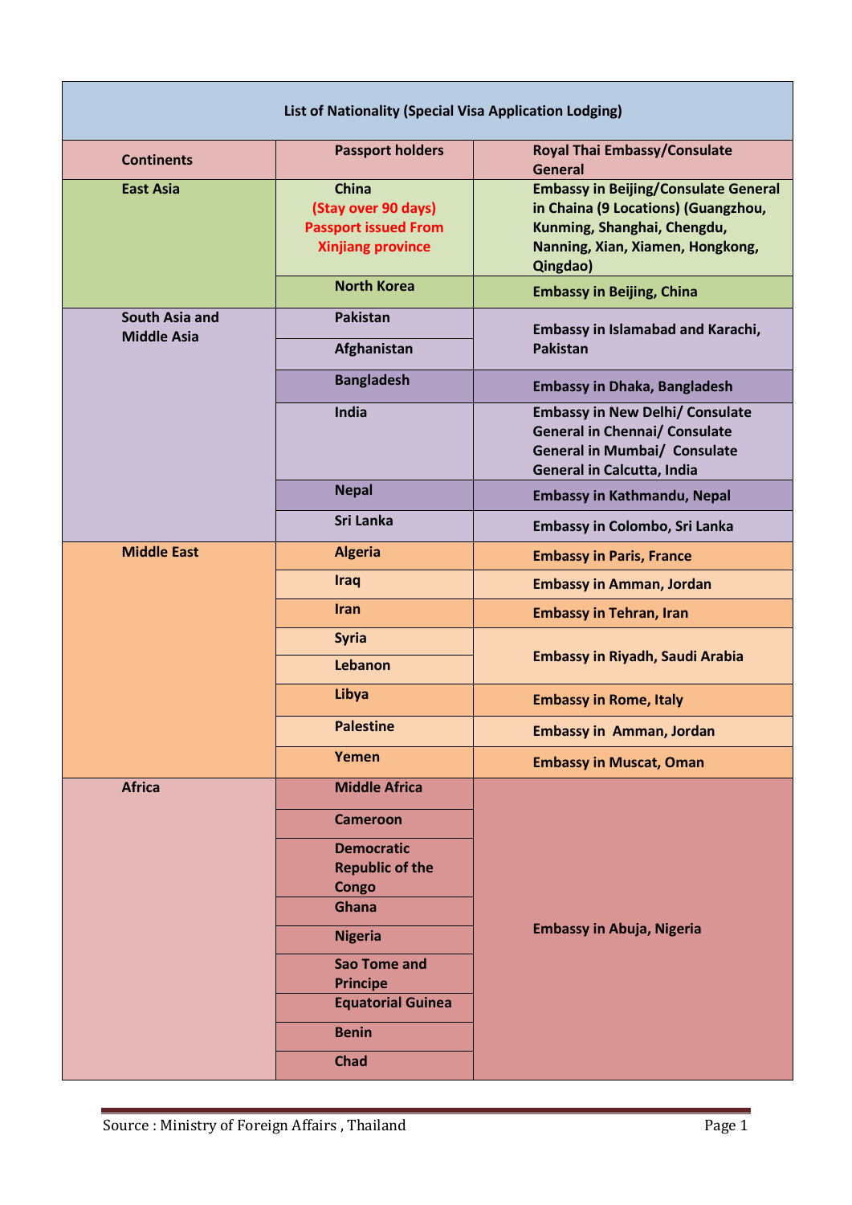| List of Nationality (Special Visa Application Lodging) | | |
|---|---|---|
| **Continents** | **Passport holders** | **Royal Thai Embassy/Consulate General** |
| **East Asia** | **China (Stay over 90 days) Passport issued From Xinjiang province** | **Embassy in Beijing/Consulate General in Chaina (9 Locations) (Guangzhou, Kunming, Shanghai, Chengdu, Nanning, Xian, Xiamen, Hongkong, Qingdao)** |
| | **North Korea** | **Embassy in Beijing, China** |
| **South Asia and Middle Asia** | **Pakistan** | **Embassy in Islamabad and Karachi, Pakistan** |
| | **Afghanistan** | |
| | **Bangladesh** | **Embassy in Dhaka, Bangladesh** |
| | **India** | **Embassy in New Delhi/ Consulate General in Chennai/ Consulate General in Mumbai/ Consulate General in Calcutta, India** |
| | **Nepal** | **Embassy in Kathmandu, Nepal** |
| | **Sri Lanka** | **Embassy in Colombo, Sri Lanka** |
| **Middle East** | **Algeria** | **Embassy in Paris, France** |
| | **Iraq** | **Embassy in Amman, Jordan** |
| | **Iran** | **Embassy in Tehran, Iran** |
| | **Syria** | **Embassy in Riyadh, Saudi Arabia** |
| | **Lebanon** | |
| | **Libya** | **Embassy in Rome, Italy** |
| | **Palestine** | **Embassy in Amman, Jordan** |
| | **Yemen** | **Embassy in Muscat, Oman** |
| **Africa** | **Middle Africa** | **Embassy in Abuja, Nigeria** |
| | **Cameroon** | |
| | **Democratic Republic of the Congo** | |
| | **Ghana** | |
| | **Nigeria** | |
| | **Sao Tome and Principe** | |
| | **Equatorial Guinea** | |
| | **Benin** | |
| | **Chad** | |

Source : Ministry of Foreign Affairs , Thailand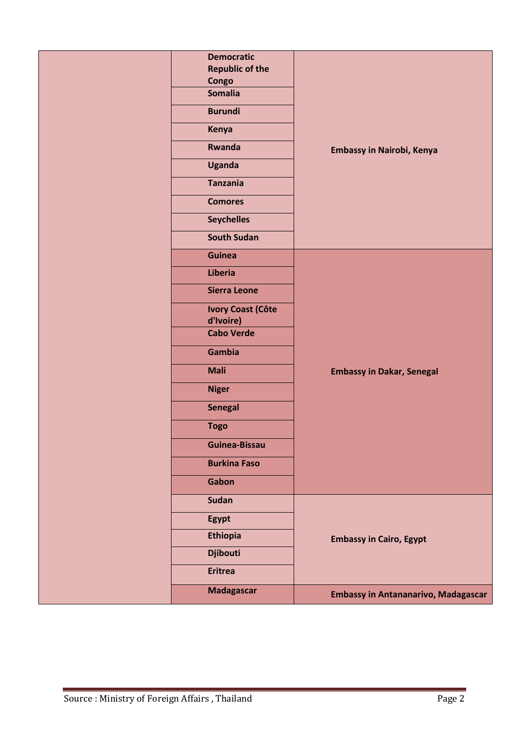| | | |
|---|---|---|
| | **Democratic Republic of the Congo** | **Embassy in Nairobi, Kenya** |
| | **Somalia** | |
| | **Burundi** | |
| | **Kenya** | |
| | **Rwanda** | |
| | **Uganda** | |
| | **Tanzania** | |
| | **Comores** | |
| | **Seychelles** | |
| | **South Sudan** | |
| | **Guinea** | **Embassy in Dakar, Senegal** |
| | **Liberia** | |
| | **Sierra Leone** | |
| | **Ivory Coast (Côte d'Ivoire)** | |
| | **Cabo Verde** | |
| | **Gambia** | |
| | **Mali** | |
| | **Niger** | |
| | **Senegal** | |
| | **Togo** | |
| | **Guinea-Bissau** | |
| | **Burkina Faso** | |
| | **Gabon** | |
| | **Sudan** | **Embassy in Cairo, Egypt** |
| | **Egypt** | |
| | **Ethiopia** | |
| | **Djibouti** | |
| | **Eritrea** | |
| | **Madagascar** | **Embassy in Antananarivo, Madagascar** |

Source : Ministry of Foreign Affairs , Thailand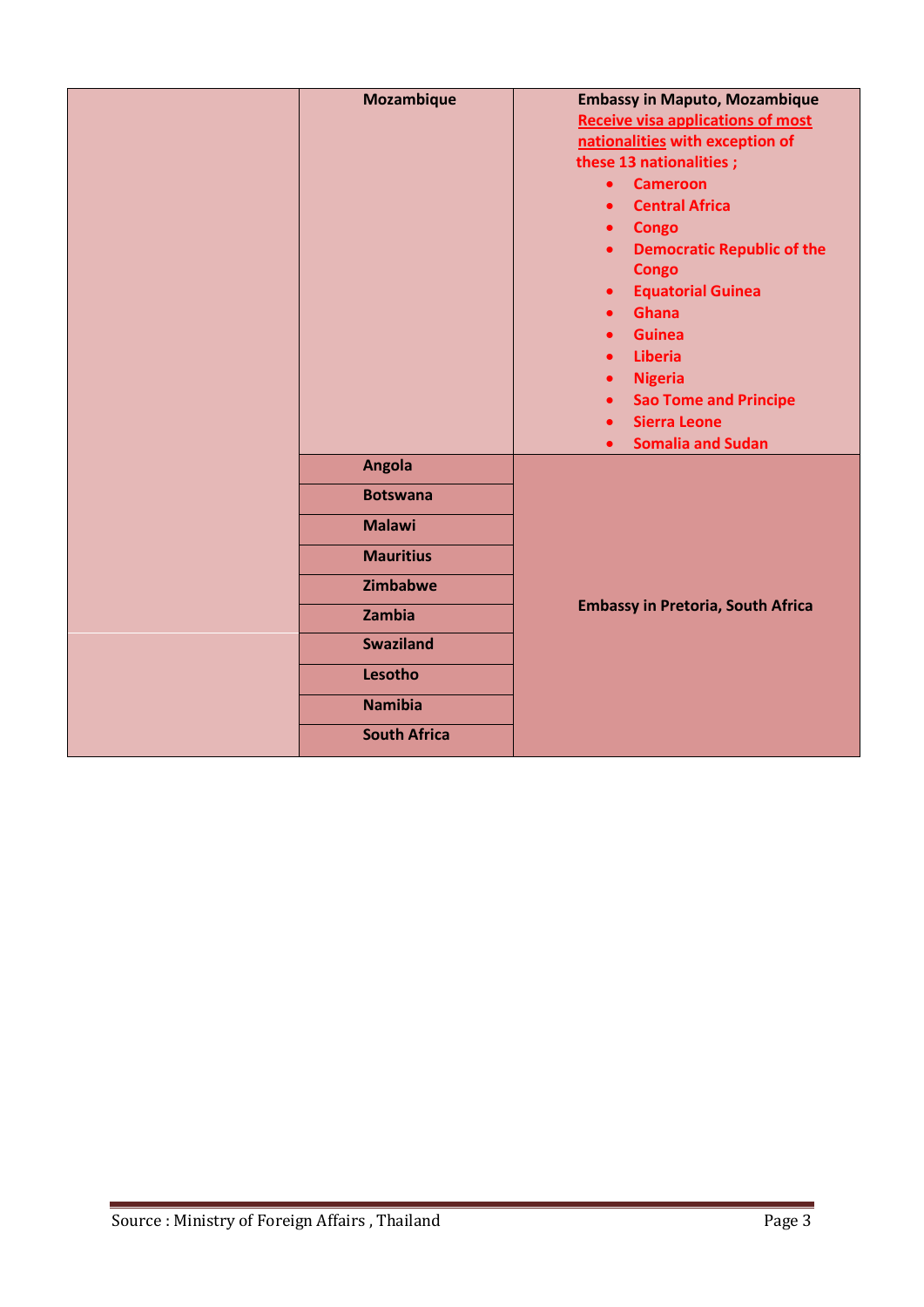| | | |
|---|---|---|
| | **Mozambique** | **Embassy in Maputo, Mozambique** **Receive visa applications of most nationalities with exception of these 13 nationalities ;** <br>• **Cameroon** <br>• **Central Africa** <br>• **Congo** <br>• **Democratic Republic of the Congo** <br>• **Equatorial Guinea** <br>• **Ghana** <br>• **Guinea** <br>• **Liberia** <br>• **Nigeria** <br>• **Sao Tome and Principe** <br>• **Sierra Leone** <br>• **Somalia and Sudan** |
| | **Angola** | **Embassy in Pretoria, South Africa** |
| | **Botswana** | |
| | **Malawi** | |
| | **Mauritius** | |
| | **Zimbabwe** | |
| | **Zambia** | |
| | **Swaziland** | |
| | **Lesotho** | |
| | **Namibia** | |
| | **South Africa** | |

Source : Ministry of Foreign Affairs , Thailand